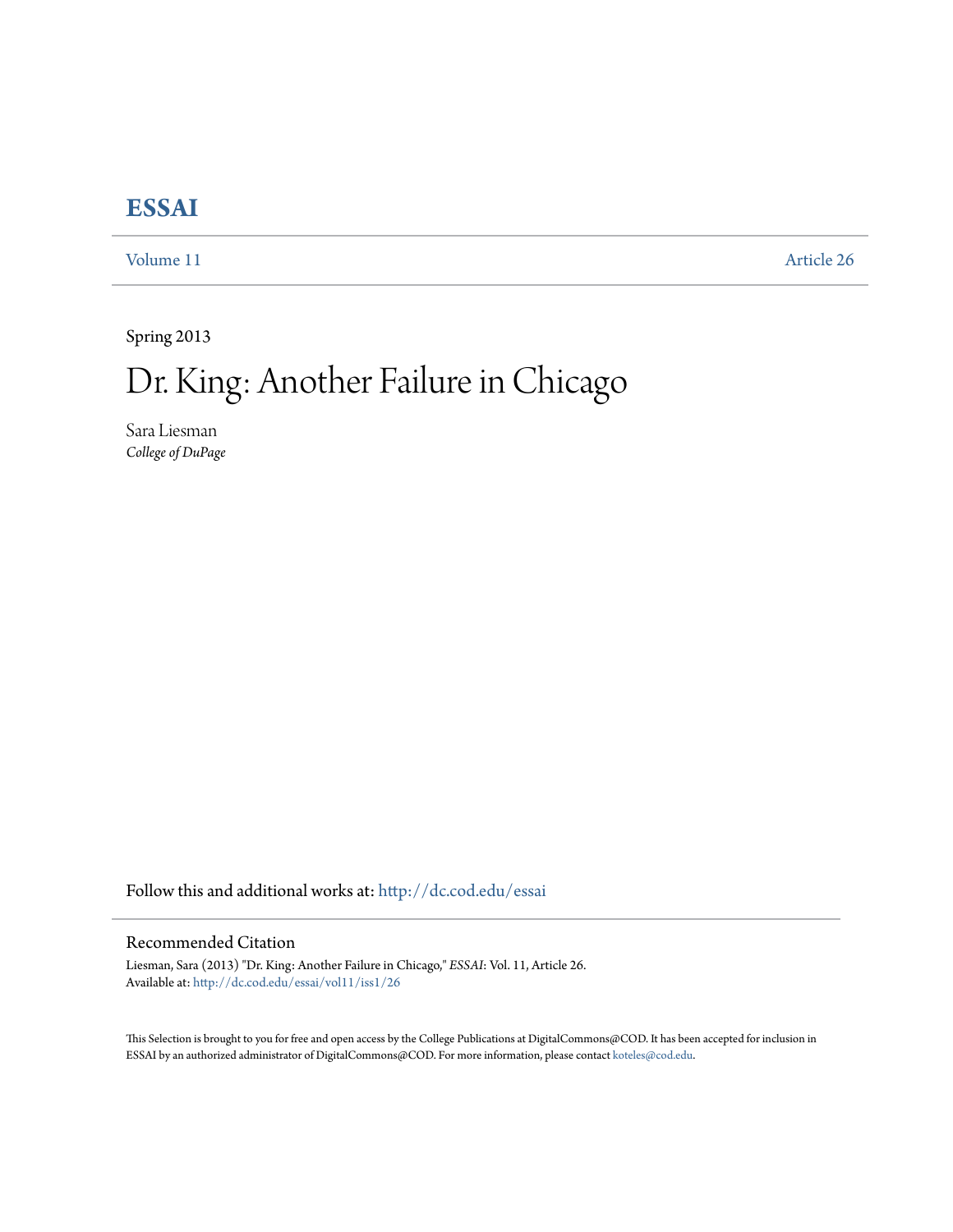# ESSAI

Volume 11 Article 26

Spring 2013

# Dr. King: Another Failure in Chicago

Sara Liesman
*College of DuPage*

Follow this and additional works at: http://dc.cod.edu/essai

## Recommended Citation

Liesman, Sara (2013) "Dr. King: Another Failure in Chicago," *ESSAI*: Vol. 11, Article 26.
Available at: http://dc.cod.edu/essai/vol11/iss1/26

This Selection is brought to you for free and open access by the College Publications at DigitalCommons@COD. It has been accepted for inclusion in ESSAI by an authorized administrator of DigitalCommons@COD. For more information, please contact koteles@cod.edu.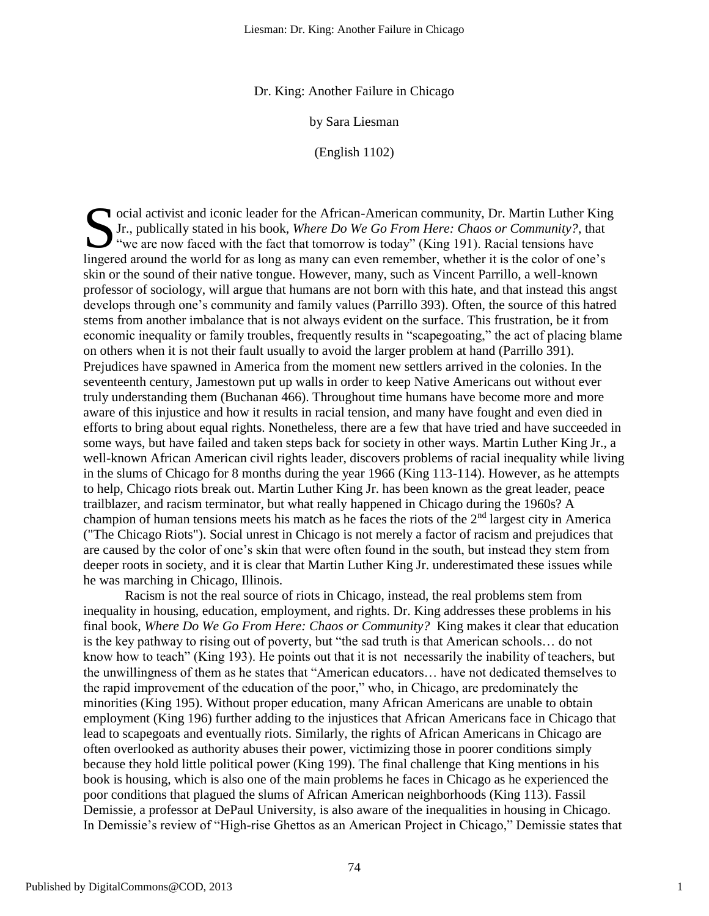Dr. King: Another Failure in Chicago

by Sara Liesman

(English 1102)

Social activist and iconic leader for the African-American community, Dr. Martin Luther King Jr., publically stated in his book, *Where Do We Go From Here: Chaos or Community?*, that "we are now faced with the fact that tomorrow is today" (King 191). Racial tensions have lingered around the world for as long as many can even remember, whether it is the color of one's skin or the sound of their native tongue. However, many, such as Vincent Parrillo, a well-known professor of sociology, will argue that humans are not born with this hate, and that instead this angst develops through one's community and family values (Parrillo 393). Often, the source of this hatred stems from another imbalance that is not always evident on the surface. This frustration, be it from economic inequality or family troubles, frequently results in "scapegoating," the act of placing blame on others when it is not their fault usually to avoid the larger problem at hand (Parrillo 391). Prejudices have spawned in America from the moment new settlers arrived in the colonies. In the seventeenth century, Jamestown put up walls in order to keep Native Americans out without ever truly understanding them (Buchanan 466). Throughout time humans have become more and more aware of this injustice and how it results in racial tension, and many have fought and even died in efforts to bring about equal rights. Nonetheless, there are a few that have tried and have succeeded in some ways, but have failed and taken steps back for society in other ways. Martin Luther King Jr., a well-known African American civil rights leader, discovers problems of racial inequality while living in the slums of Chicago for 8 months during the year 1966 (King 113-114). However, as he attempts to help, Chicago riots break out. Martin Luther King Jr. has been known as the great leader, peace trailblazer, and racism terminator, but what really happened in Chicago during the 1960s? A champion of human tensions meets his match as he faces the riots of the 2nd largest city in America ("The Chicago Riots"). Social unrest in Chicago is not merely a factor of racism and prejudices that are caused by the color of one's skin that were often found in the south, but instead they stem from deeper roots in society, and it is clear that Martin Luther King Jr. underestimated these issues while he was marching in Chicago, Illinois.

Racism is not the real source of riots in Chicago, instead, the real problems stem from inequality in housing, education, employment, and rights. Dr. King addresses these problems in his final book, *Where Do We Go From Here: Chaos or Community?* King makes it clear that education is the key pathway to rising out of poverty, but "the sad truth is that American schools… do not know how to teach" (King 193). He points out that it is not necessarily the inability of teachers, but the unwillingness of them as he states that "American educators… have not dedicated themselves to the rapid improvement of the education of the poor," who, in Chicago, are predominately the minorities (King 195). Without proper education, many African Americans are unable to obtain employment (King 196) further adding to the injustices that African Americans face in Chicago that lead to scapegoats and eventually riots. Similarly, the rights of African Americans in Chicago are often overlooked as authority abuses their power, victimizing those in poorer conditions simply because they hold little political power (King 199). The final challenge that King mentions in his book is housing, which is also one of the main problems he faces in Chicago as he experienced the poor conditions that plagued the slums of African American neighborhoods (King 113). Fassil Demissie, a professor at DePaul University, is also aware of the inequalities in housing in Chicago. In Demissie's review of "High-rise Ghettos as an American Project in Chicago," Demissie states that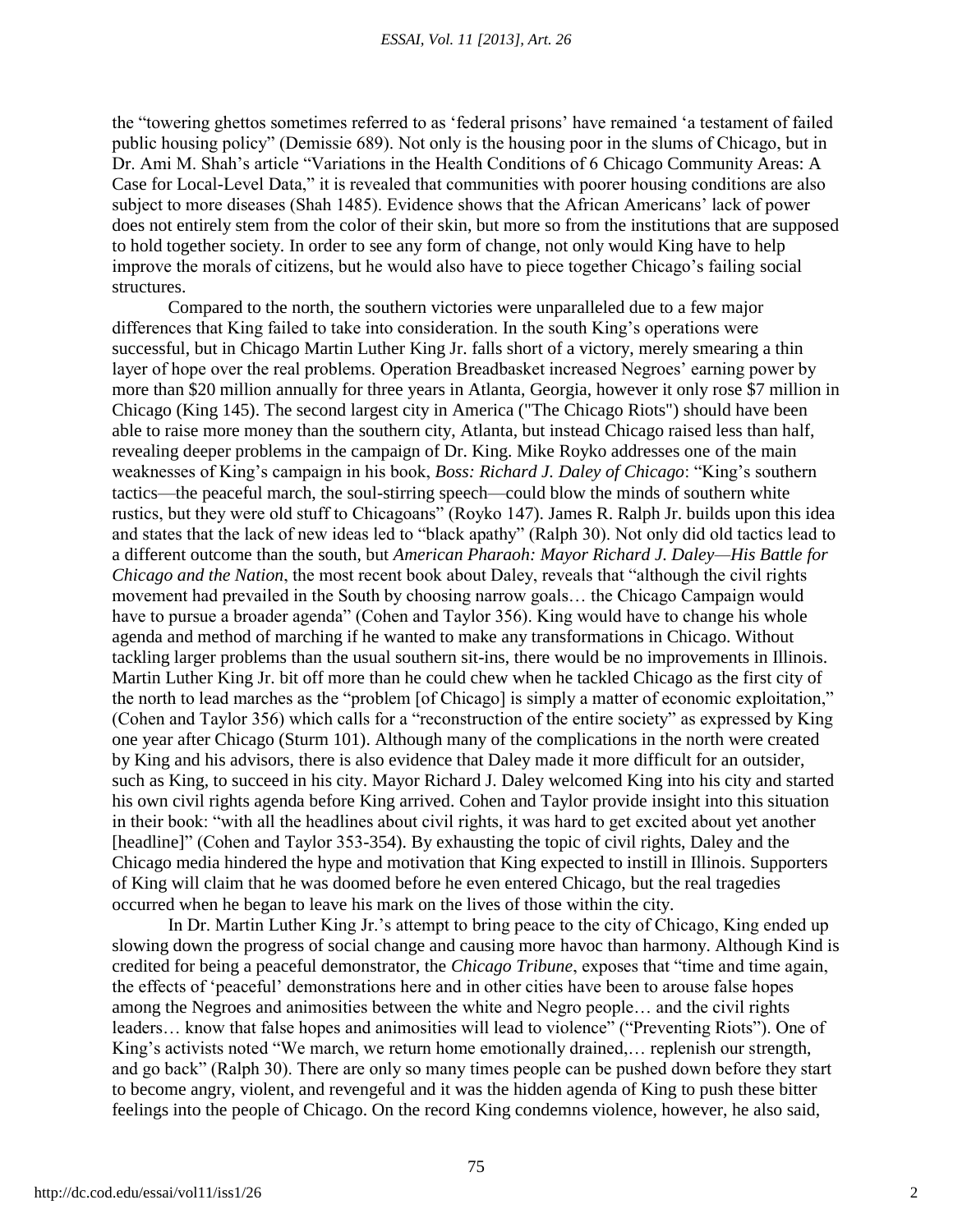the "towering ghettos sometimes referred to as 'federal prisons' have remained 'a testament of failed public housing policy" (Demissie 689). Not only is the housing poor in the slums of Chicago, but in Dr. Ami M. Shah's article "Variations in the Health Conditions of 6 Chicago Community Areas: A Case for Local-Level Data," it is revealed that communities with poorer housing conditions are also subject to more diseases (Shah 1485). Evidence shows that the African Americans' lack of power does not entirely stem from the color of their skin, but more so from the institutions that are supposed to hold together society. In order to see any form of change, not only would King have to help improve the morals of citizens, but he would also have to piece together Chicago's failing social structures.

Compared to the north, the southern victories were unparalleled due to a few major differences that King failed to take into consideration. In the south King's operations were successful, but in Chicago Martin Luther King Jr. falls short of a victory, merely smearing a thin layer of hope over the real problems. Operation Breadbasket increased Negroes' earning power by more than $20 million annually for three years in Atlanta, Georgia, however it only rose $7 million in Chicago (King 145). The second largest city in America ("The Chicago Riots") should have been able to raise more money than the southern city, Atlanta, but instead Chicago raised less than half, revealing deeper problems in the campaign of Dr. King. Mike Royko addresses one of the main weaknesses of King's campaign in his book, *Boss: Richard J. Daley of Chicago*: "King's southern tactics—the peaceful march, the soul-stirring speech—could blow the minds of southern white rustics, but they were old stuff to Chicagoans" (Royko 147). James R. Ralph Jr. builds upon this idea and states that the lack of new ideas led to "black apathy" (Ralph 30). Not only did old tactics lead to a different outcome than the south, but *American Pharaoh: Mayor Richard J. Daley—His Battle for Chicago and the Nation*, the most recent book about Daley, reveals that "although the civil rights movement had prevailed in the South by choosing narrow goals… the Chicago Campaign would have to pursue a broader agenda" (Cohen and Taylor 356). King would have to change his whole agenda and method of marching if he wanted to make any transformations in Chicago. Without tackling larger problems than the usual southern sit-ins, there would be no improvements in Illinois. Martin Luther King Jr. bit off more than he could chew when he tackled Chicago as the first city of the north to lead marches as the "problem [of Chicago] is simply a matter of economic exploitation," (Cohen and Taylor 356) which calls for a "reconstruction of the entire society" as expressed by King one year after Chicago (Sturm 101). Although many of the complications in the north were created by King and his advisors, there is also evidence that Daley made it more difficult for an outsider, such as King, to succeed in his city. Mayor Richard J. Daley welcomed King into his city and started his own civil rights agenda before King arrived. Cohen and Taylor provide insight into this situation in their book: "with all the headlines about civil rights, it was hard to get excited about yet another [headline]" (Cohen and Taylor 353-354). By exhausting the topic of civil rights, Daley and the Chicago media hindered the hype and motivation that King expected to instill in Illinois. Supporters of King will claim that he was doomed before he even entered Chicago, but the real tragedies occurred when he began to leave his mark on the lives of those within the city.

In Dr. Martin Luther King Jr.'s attempt to bring peace to the city of Chicago, King ended up slowing down the progress of social change and causing more havoc than harmony. Although Kind is credited for being a peaceful demonstrator, the *Chicago Tribune*, exposes that "time and time again, the effects of 'peaceful' demonstrations here and in other cities have been to arouse false hopes among the Negroes and animosities between the white and Negro people… and the civil rights leaders… know that false hopes and animosities will lead to violence" ("Preventing Riots"). One of King's activists noted "We march, we return home emotionally drained,… replenish our strength, and go back" (Ralph 30). There are only so many times people can be pushed down before they start to become angry, violent, and revengeful and it was the hidden agenda of King to push these bitter feelings into the people of Chicago. On the record King condemns violence, however, he also said,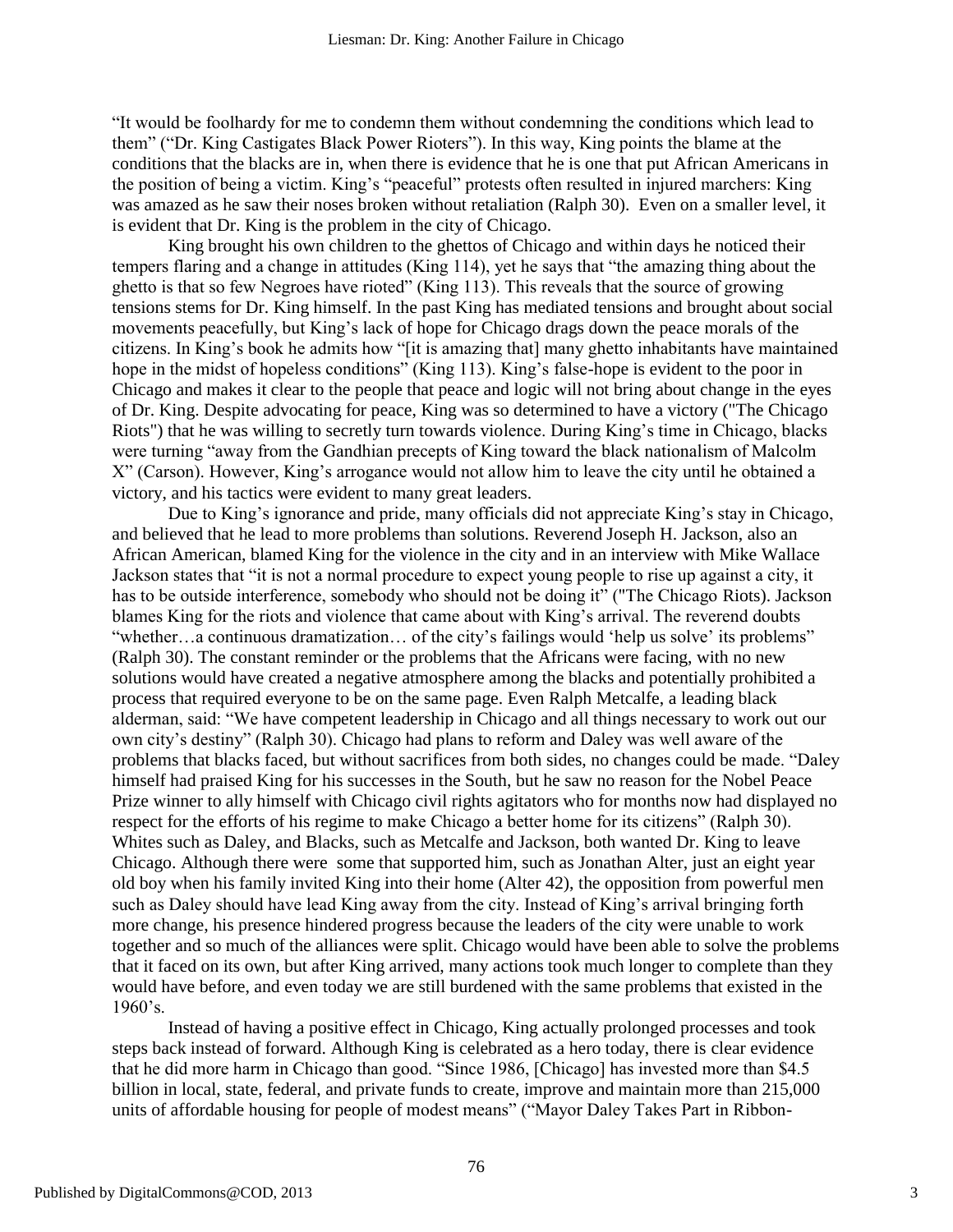"It would be foolhardy for me to condemn them without condemning the conditions which lead to them" ("Dr. King Castigates Black Power Rioters"). In this way, King points the blame at the conditions that the blacks are in, when there is evidence that he is one that put African Americans in the position of being a victim. King's "peaceful" protests often resulted in injured marchers: King was amazed as he saw their noses broken without retaliation (Ralph 30). Even on a smaller level, it is evident that Dr. King is the problem in the city of Chicago.

King brought his own children to the ghettos of Chicago and within days he noticed their tempers flaring and a change in attitudes (King 114), yet he says that "the amazing thing about the ghetto is that so few Negroes have rioted" (King 113). This reveals that the source of growing tensions stems for Dr. King himself. In the past King has mediated tensions and brought about social movements peacefully, but King's lack of hope for Chicago drags down the peace morals of the citizens. In King's book he admits how "[it is amazing that] many ghetto inhabitants have maintained hope in the midst of hopeless conditions" (King 113). King's false-hope is evident to the poor in Chicago and makes it clear to the people that peace and logic will not bring about change in the eyes of Dr. King. Despite advocating for peace, King was so determined to have a victory ("The Chicago Riots") that he was willing to secretly turn towards violence. During King's time in Chicago, blacks were turning "away from the Gandhian precepts of King toward the black nationalism of Malcolm X" (Carson). However, King's arrogance would not allow him to leave the city until he obtained a victory, and his tactics were evident to many great leaders.

Due to King's ignorance and pride, many officials did not appreciate King's stay in Chicago, and believed that he lead to more problems than solutions. Reverend Joseph H. Jackson, also an African American, blamed King for the violence in the city and in an interview with Mike Wallace Jackson states that "it is not a normal procedure to expect young people to rise up against a city, it has to be outside interference, somebody who should not be doing it" ("The Chicago Riots). Jackson blames King for the riots and violence that came about with King's arrival. The reverend doubts "whether…a continuous dramatization… of the city's failings would 'help us solve' its problems" (Ralph 30). The constant reminder or the problems that the Africans were facing, with no new solutions would have created a negative atmosphere among the blacks and potentially prohibited a process that required everyone to be on the same page. Even Ralph Metcalfe, a leading black alderman, said: "We have competent leadership in Chicago and all things necessary to work out our own city's destiny" (Ralph 30). Chicago had plans to reform and Daley was well aware of the problems that blacks faced, but without sacrifices from both sides, no changes could be made. "Daley himself had praised King for his successes in the South, but he saw no reason for the Nobel Peace Prize winner to ally himself with Chicago civil rights agitators who for months now had displayed no respect for the efforts of his regime to make Chicago a better home for its citizens" (Ralph 30). Whites such as Daley, and Blacks, such as Metcalfe and Jackson, both wanted Dr. King to leave Chicago. Although there were some that supported him, such as Jonathan Alter, just an eight year old boy when his family invited King into their home (Alter 42), the opposition from powerful men such as Daley should have lead King away from the city. Instead of King's arrival bringing forth more change, his presence hindered progress because the leaders of the city were unable to work together and so much of the alliances were split. Chicago would have been able to solve the problems that it faced on its own, but after King arrived, many actions took much longer to complete than they would have before, and even today we are still burdened with the same problems that existed in the 1960's.

Instead of having a positive effect in Chicago, King actually prolonged processes and took steps back instead of forward. Although King is celebrated as a hero today, there is clear evidence that he did more harm in Chicago than good. "Since 1986, [Chicago] has invested more than $4.5 billion in local, state, federal, and private funds to create, improve and maintain more than 215,000 units of affordable housing for people of modest means" ("Mayor Daley Takes Part in Ribbon-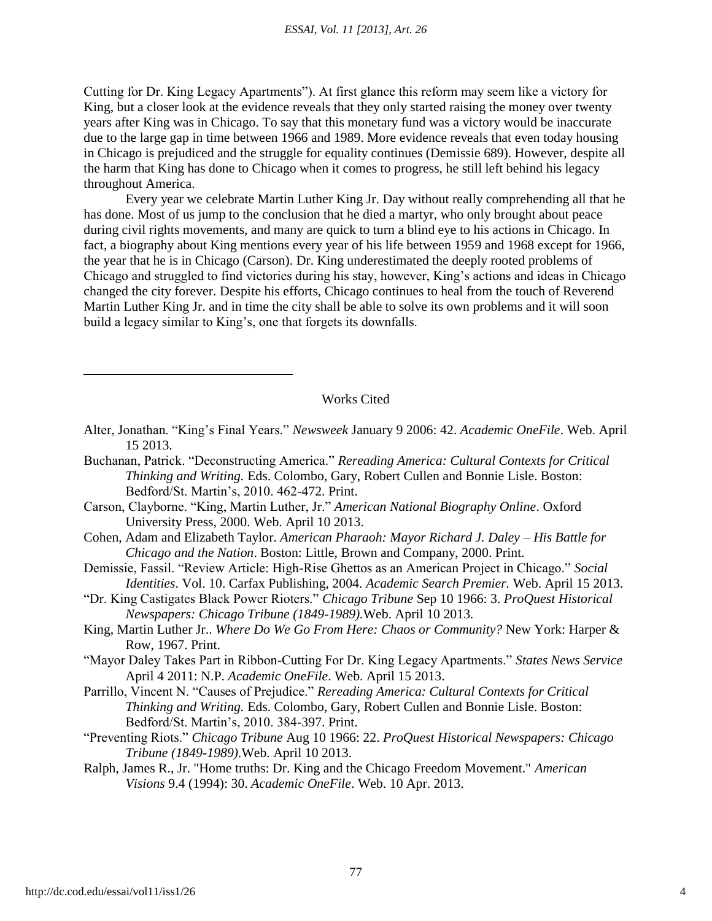Cutting for Dr. King Legacy Apartments"). At first glance this reform may seem like a victory for King, but a closer look at the evidence reveals that they only started raising the money over twenty years after King was in Chicago. To say that this monetary fund was a victory would be inaccurate due to the large gap in time between 1966 and 1989. More evidence reveals that even today housing in Chicago is prejudiced and the struggle for equality continues (Demissie 689). However, despite all the harm that King has done to Chicago when it comes to progress, he still left behind his legacy throughout America.

Every year we celebrate Martin Luther King Jr. Day without really comprehending all that he has done. Most of us jump to the conclusion that he died a martyr, who only brought about peace during civil rights movements, and many are quick to turn a blind eye to his actions in Chicago. In fact, a biography about King mentions every year of his life between 1959 and 1968 except for 1966, the year that he is in Chicago (Carson). Dr. King underestimated the deeply rooted problems of Chicago and struggled to find victories during his stay, however, King's actions and ideas in Chicago changed the city forever. Despite his efforts, Chicago continues to heal from the touch of Reverend Martin Luther King Jr. and in time the city shall be able to solve its own problems and it will soon build a legacy similar to King's, one that forgets its downfalls.

## Works Cited

Alter, Jonathan. "King's Final Years." *Newsweek* January 9 2006: 42. *Academic OneFile*. Web. April 15 2013.

Buchanan, Patrick. "Deconstructing America." *Rereading America: Cultural Contexts for Critical Thinking and Writing.* Eds. Colombo, Gary, Robert Cullen and Bonnie Lisle. Boston: Bedford/St. Martin's, 2010. 462-472. Print.

Carson, Clayborne. "King, Martin Luther, Jr." *American National Biography Online*. Oxford University Press, 2000. Web. April 10 2013.

Cohen, Adam and Elizabeth Taylor. *American Pharaoh: Mayor Richard J. Daley – His Battle for Chicago and the Nation*. Boston: Little, Brown and Company, 2000. Print.

Demissie, Fassil. "Review Article: High-Rise Ghettos as an American Project in Chicago." *Social Identities*. Vol. 10. Carfax Publishing, 2004. *Academic Search Premier.* Web. April 15 2013.

"Dr. King Castigates Black Power Rioters." *Chicago Tribune* Sep 10 1966: 3. *ProQuest Historical Newspapers: Chicago Tribune (1849-1989).*Web. April 10 2013.

King, Martin Luther Jr.. *Where Do We Go From Here: Chaos or Community?* New York: Harper & Row, 1967. Print.

"Mayor Daley Takes Part in Ribbon-Cutting For Dr. King Legacy Apartments." *States News Service* April 4 2011: N.P. *Academic OneFile*. Web. April 15 2013.

Parrillo, Vincent N. "Causes of Prejudice." *Rereading America: Cultural Contexts for Critical Thinking and Writing.* Eds. Colombo, Gary, Robert Cullen and Bonnie Lisle. Boston: Bedford/St. Martin's, 2010. 384-397. Print.

"Preventing Riots." *Chicago Tribune* Aug 10 1966: 22. *ProQuest Historical Newspapers: Chicago Tribune (1849-1989).*Web. April 10 2013.

Ralph, James R., Jr. "Home truths: Dr. King and the Chicago Freedom Movement." *American Visions* 9.4 (1994): 30. *Academic OneFile*. Web. 10 Apr. 2013.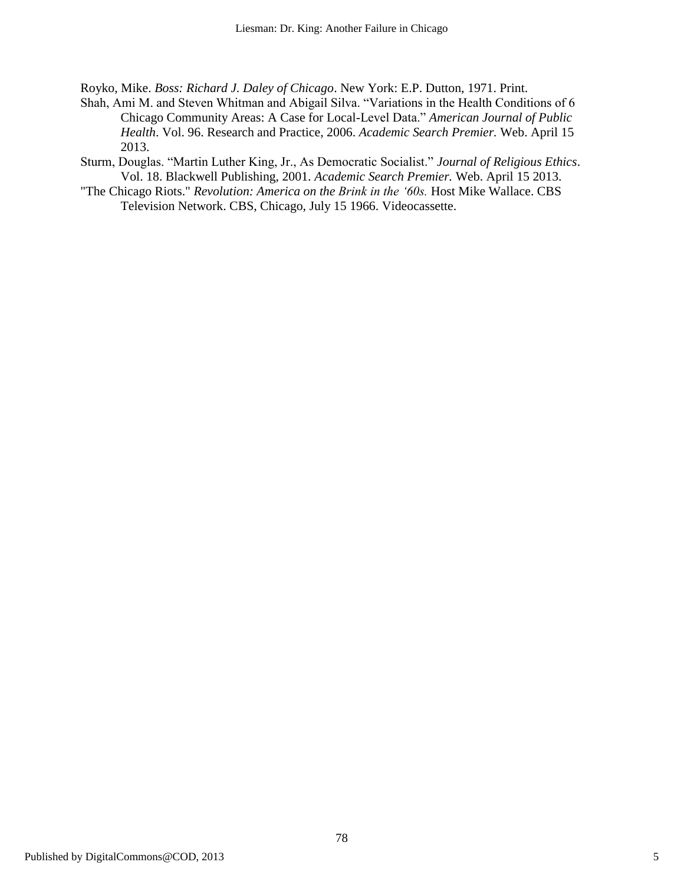Royko, Mike. *Boss: Richard J. Daley of Chicago*. New York: E.P. Dutton, 1971. Print.

Shah, Ami M. and Steven Whitman and Abigail Silva. "Variations in the Health Conditions of 6 Chicago Community Areas: A Case for Local-Level Data." *American Journal of Public Health*. Vol. 96. Research and Practice, 2006. *Academic Search Premier.* Web. April 15 2013.

Sturm, Douglas. "Martin Luther King, Jr., As Democratic Socialist." *Journal of Religious Ethics*. Vol. 18. Blackwell Publishing, 2001. *Academic Search Premier.* Web. April 15 2013.

"The Chicago Riots." *Revolution: America on the Brink in the '60s.* Host Mike Wallace. CBS Television Network. CBS, Chicago, July 15 1966. Videocassette.